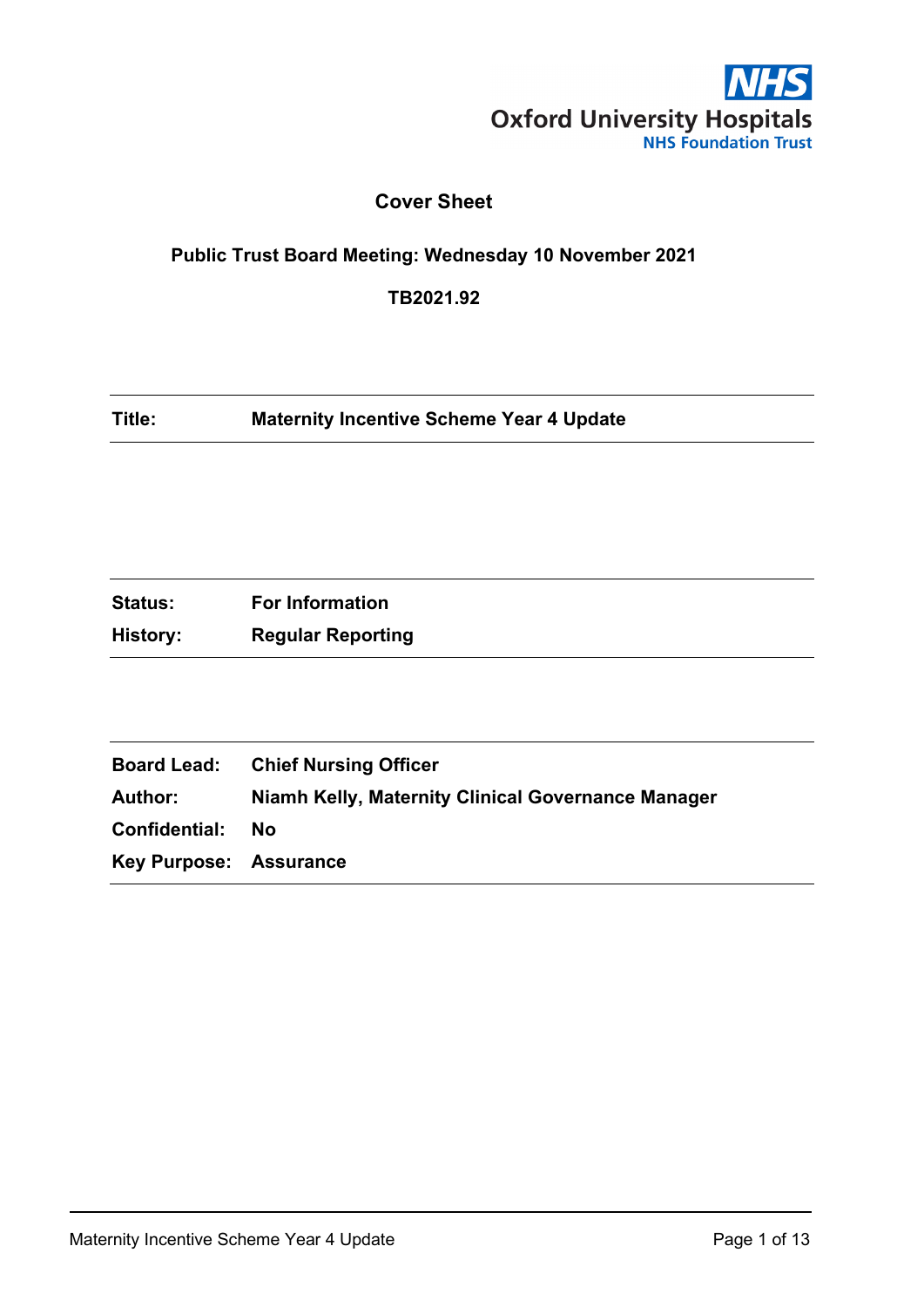Oxford University Hospitals
NHS Foundation Trust

# Cover Sheet

## Public Trust Board Meeting: Wednesday 10 November 2021

**TB2021.92**

| | |
|---|---|
| **Title:** | **Maternity Incentive Scheme Year 4 Update** |

| | |
|---|---|
| **Status:** | **For Information** |
| **History:** | **Regular Reporting** |

| | |
|---|---|
| **Board Lead:** | **Chief Nursing Officer** |
| **Author:** | **Niamh Kelly, Maternity Clinical Governance Manager** |
| **Confidential:** | **No** |
| **Key Purpose:** | **Assurance** |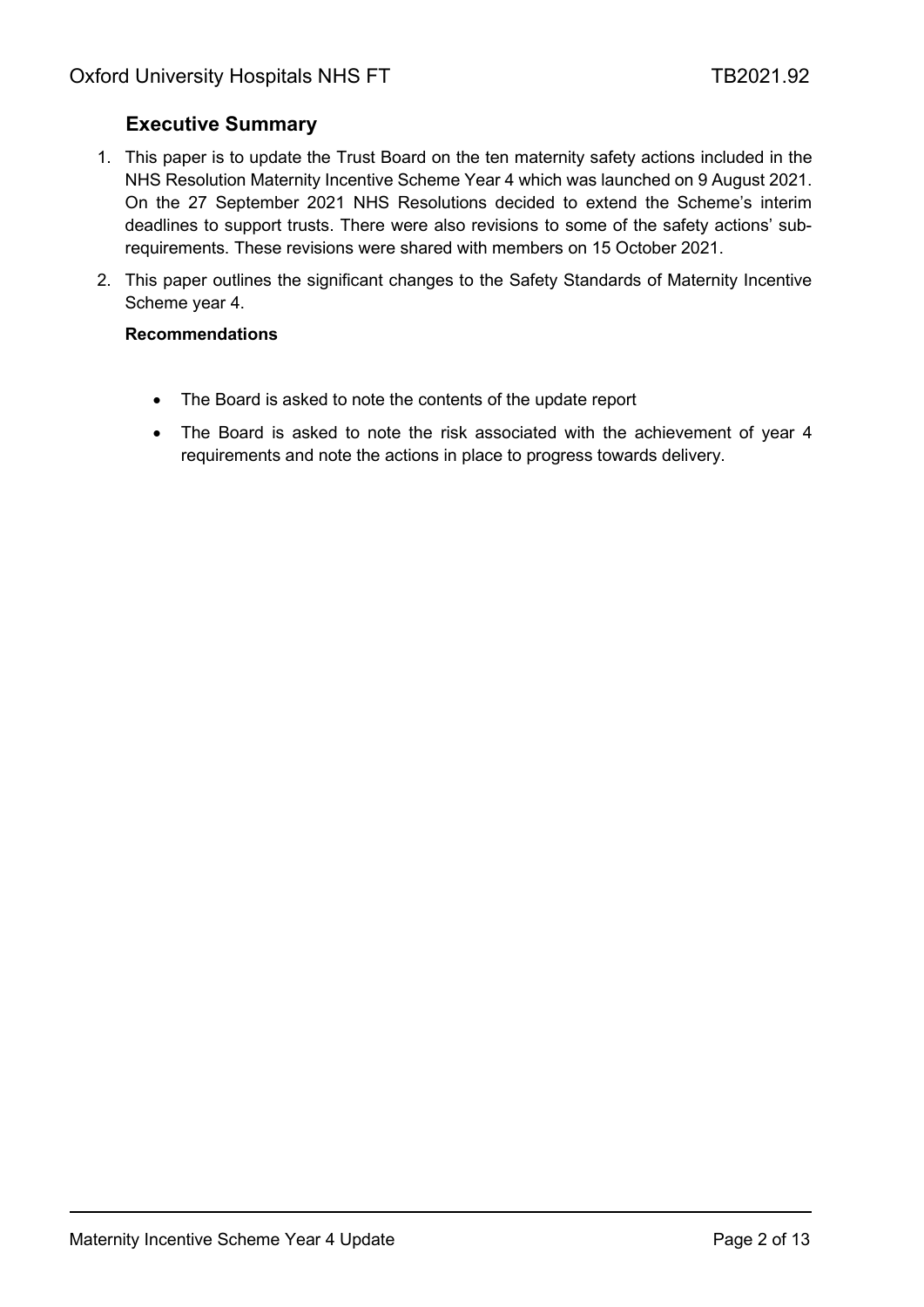## Executive Summary

1. This paper is to update the Trust Board on the ten maternity safety actions included in the NHS Resolution Maternity Incentive Scheme Year 4 which was launched on 9 August 2021. On the 27 September 2021 NHS Resolutions decided to extend the Scheme's interim deadlines to support trusts. There were also revisions to some of the safety actions' sub-requirements. These revisions were shared with members on 15 October 2021.
2. This paper outlines the significant changes to the Safety Standards of Maternity Incentive Scheme year 4.

**Recommendations**

- The Board is asked to note the contents of the update report
- The Board is asked to note the risk associated with the achievement of year 4 requirements and note the actions in place to progress towards delivery.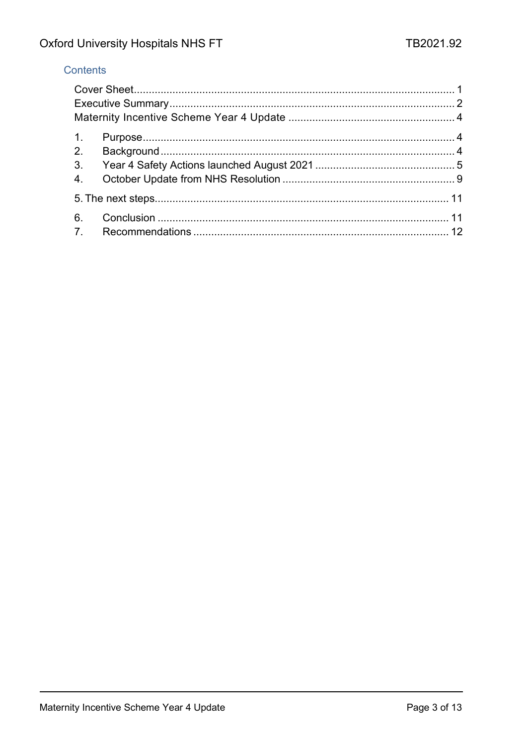## Contents

Cover Sheet ........................................................................................................ 1
Executive Summary .............................................................................................. 2
Maternity Incentive Scheme Year 4 Update ....................................................... 4

1. Purpose ........................................................................................................ 4
2. Background .................................................................................................. 4
3. Year 4 Safety Actions launched August 2021 .............................................. 5
4. October Update from NHS Resolution .......................................................... 9

5. The next steps ................................................................................................ 11

6. Conclusion ................................................................................................... 11
7. Recommendations ....................................................................................... 12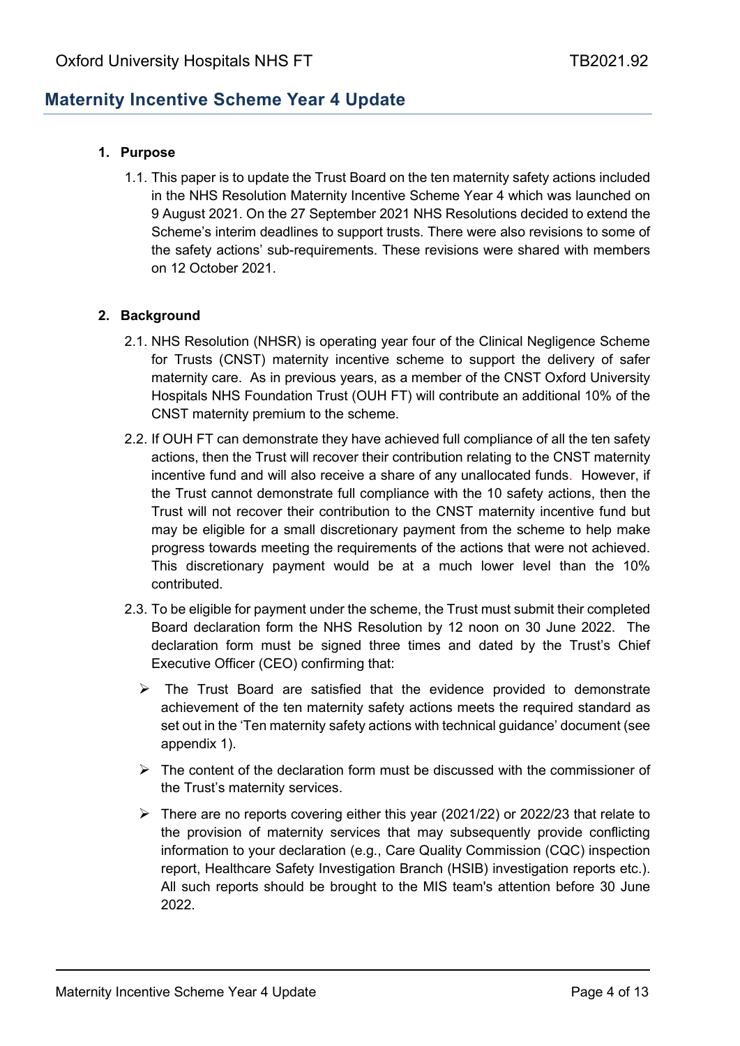## Maternity Incentive Scheme Year 4 Update

**1. Purpose**

1.1. This paper is to update the Trust Board on the ten maternity safety actions included in the NHS Resolution Maternity Incentive Scheme Year 4 which was launched on 9 August 2021. On the 27 September 2021 NHS Resolutions decided to extend the Scheme's interim deadlines to support trusts. There were also revisions to some of the safety actions' sub-requirements. These revisions were shared with members on 12 October 2021.

**2. Background**

2.1. NHS Resolution (NHSR) is operating year four of the Clinical Negligence Scheme for Trusts (CNST) maternity incentive scheme to support the delivery of safer maternity care. As in previous years, as a member of the CNST Oxford University Hospitals NHS Foundation Trust (OUH FT) will contribute an additional 10% of the CNST maternity premium to the scheme.

2.2. If OUH FT can demonstrate they have achieved full compliance of all the ten safety actions, then the Trust will recover their contribution relating to the CNST maternity incentive fund and will also receive a share of any unallocated funds. However, if the Trust cannot demonstrate full compliance with the 10 safety actions, then the Trust will not recover their contribution to the CNST maternity incentive fund but may be eligible for a small discretionary payment from the scheme to help make progress towards meeting the requirements of the actions that were not achieved. This discretionary payment would be at a much lower level than the 10% contributed.

2.3. To be eligible for payment under the scheme, the Trust must submit their completed Board declaration form the NHS Resolution by 12 noon on 30 June 2022. The declaration form must be signed three times and dated by the Trust's Chief Executive Officer (CEO) confirming that:

- The Trust Board are satisfied that the evidence provided to demonstrate achievement of the ten maternity safety actions meets the required standard as set out in the 'Ten maternity safety actions with technical guidance' document (see appendix 1).
- The content of the declaration form must be discussed with the commissioner of the Trust's maternity services.
- There are no reports covering either this year (2021/22) or 2022/23 that relate to the provision of maternity services that may subsequently provide conflicting information to your declaration (e.g., Care Quality Commission (CQC) inspection report, Healthcare Safety Investigation Branch (HSIB) investigation reports etc.). All such reports should be brought to the MIS team's attention before 30 June 2022.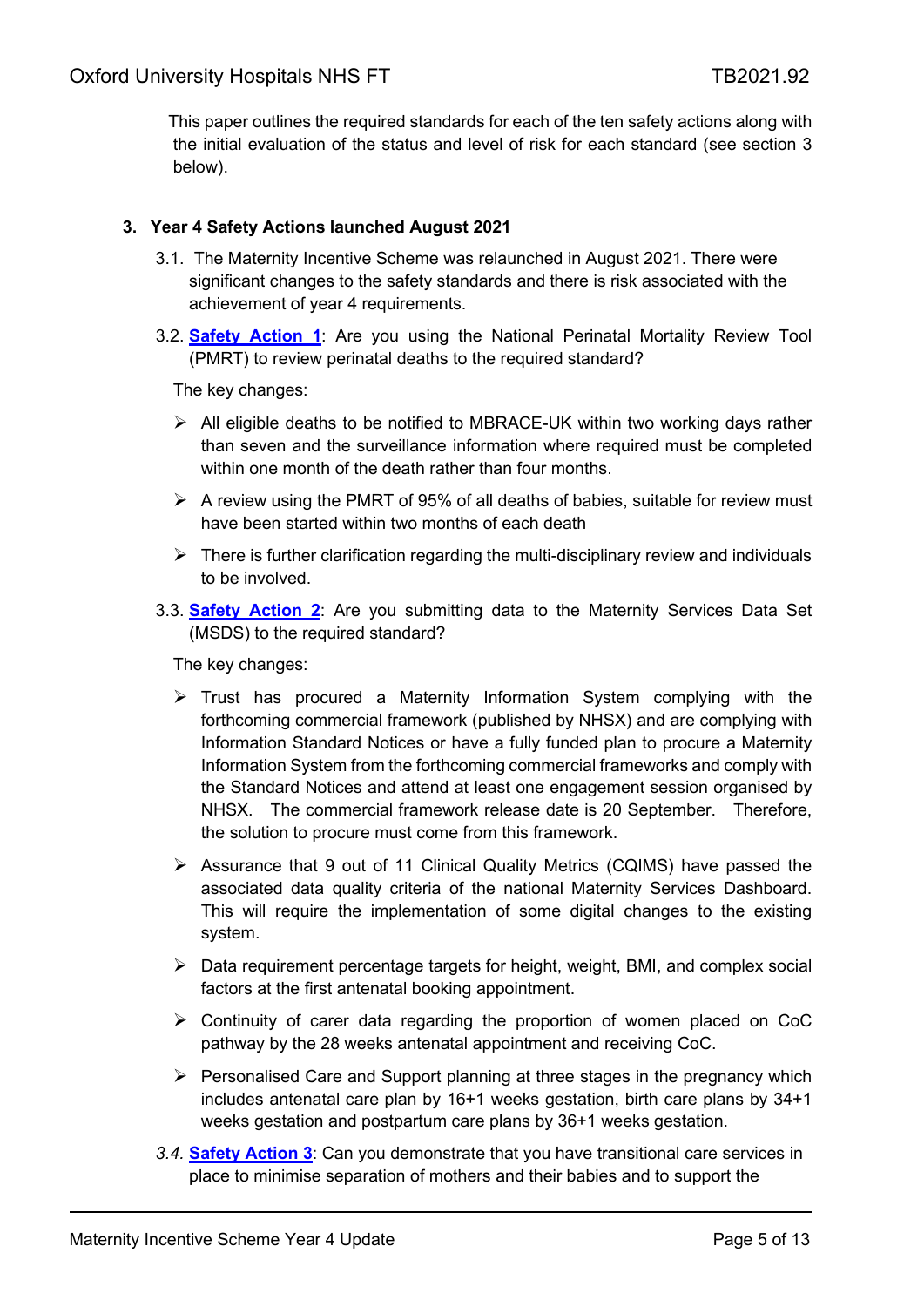This paper outlines the required standards for each of the ten safety actions along with the initial evaluation of the status and level of risk for each standard (see section 3 below).

## 3. Year 4 Safety Actions launched August 2021

3.1. The Maternity Incentive Scheme was relaunched in August 2021. There were significant changes to the safety standards and there is risk associated with the achievement of year 4 requirements.

3.2. **Safety Action 1**: Are you using the National Perinatal Mortality Review Tool (PMRT) to review perinatal deaths to the required standard?

The key changes:

- All eligible deaths to be notified to MBRACE-UK within two working days rather than seven and the surveillance information where required must be completed within one month of the death rather than four months.
- A review using the PMRT of 95% of all deaths of babies, suitable for review must have been started within two months of each death
- There is further clarification regarding the multi-disciplinary review and individuals to be involved.

3.3. **Safety Action 2**: Are you submitting data to the Maternity Services Data Set (MSDS) to the required standard?

The key changes:

- Trust has procured a Maternity Information System complying with the forthcoming commercial framework (published by NHSX) and are complying with Information Standard Notices or have a fully funded plan to procure a Maternity Information System from the forthcoming commercial frameworks and comply with the Standard Notices and attend at least one engagement session organised by NHSX. The commercial framework release date is 20 September. Therefore, the solution to procure must come from this framework.
- Assurance that 9 out of 11 Clinical Quality Metrics (CQIMS) have passed the associated data quality criteria of the national Maternity Services Dashboard. This will require the implementation of some digital changes to the existing system.
- Data requirement percentage targets for height, weight, BMI, and complex social factors at the first antenatal booking appointment.
- Continuity of carer data regarding the proportion of women placed on CoC pathway by the 28 weeks antenatal appointment and receiving CoC.
- Personalised Care and Support planning at three stages in the pregnancy which includes antenatal care plan by 16+1 weeks gestation, birth care plans by 34+1 weeks gestation and postpartum care plans by 36+1 weeks gestation.

*3.4.* **Safety Action 3**: Can you demonstrate that you have transitional care services in place to minimise separation of mothers and their babies and to support the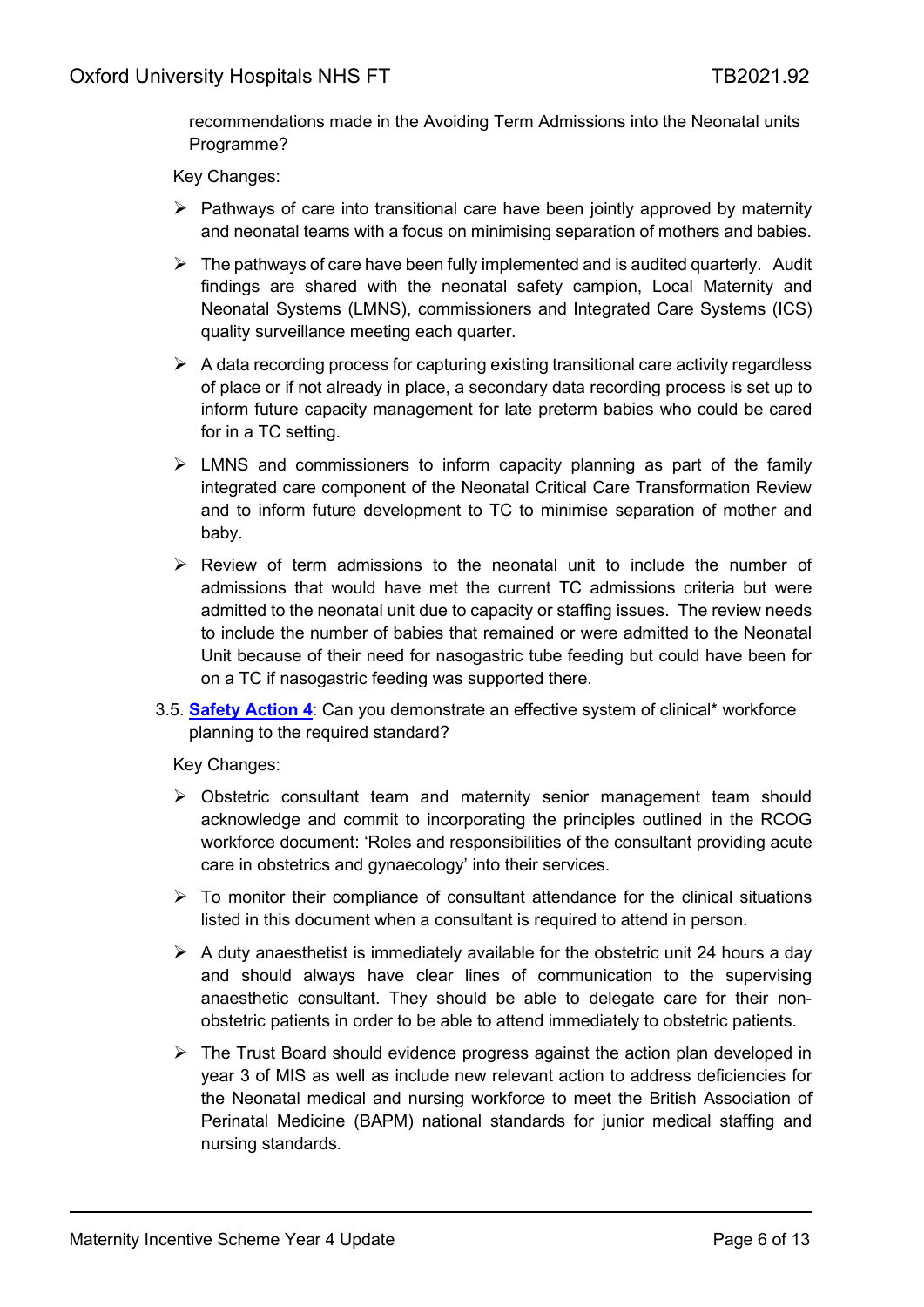recommendations made in the Avoiding Term Admissions into the Neonatal units Programme?

Key Changes:

- Pathways of care into transitional care have been jointly approved by maternity and neonatal teams with a focus on minimising separation of mothers and babies.
- The pathways of care have been fully implemented and is audited quarterly. Audit findings are shared with the neonatal safety campion, Local Maternity and Neonatal Systems (LMNS), commissioners and Integrated Care Systems (ICS) quality surveillance meeting each quarter.
- A data recording process for capturing existing transitional care activity regardless of place or if not already in place, a secondary data recording process is set up to inform future capacity management for late preterm babies who could be cared for in a TC setting.
- LMNS and commissioners to inform capacity planning as part of the family integrated care component of the Neonatal Critical Care Transformation Review and to inform future development to TC to minimise separation of mother and baby.
- Review of term admissions to the neonatal unit to include the number of admissions that would have met the current TC admissions criteria but were admitted to the neonatal unit due to capacity or staffing issues. The review needs to include the number of babies that remained or were admitted to the Neonatal Unit because of their need for nasogastric tube feeding but could have been for on a TC if nasogastric feeding was supported there.

3.5. **Safety Action 4**: Can you demonstrate an effective system of clinical* workforce planning to the required standard?

Key Changes:

- Obstetric consultant team and maternity senior management team should acknowledge and commit to incorporating the principles outlined in the RCOG workforce document: 'Roles and responsibilities of the consultant providing acute care in obstetrics and gynaecology' into their services.
- To monitor their compliance of consultant attendance for the clinical situations listed in this document when a consultant is required to attend in person.
- A duty anaesthetist is immediately available for the obstetric unit 24 hours a day and should always have clear lines of communication to the supervising anaesthetic consultant. They should be able to delegate care for their non-obstetric patients in order to be able to attend immediately to obstetric patients.
- The Trust Board should evidence progress against the action plan developed in year 3 of MIS as well as include new relevant action to address deficiencies for the Neonatal medical and nursing workforce to meet the British Association of Perinatal Medicine (BAPM) national standards for junior medical staffing and nursing standards.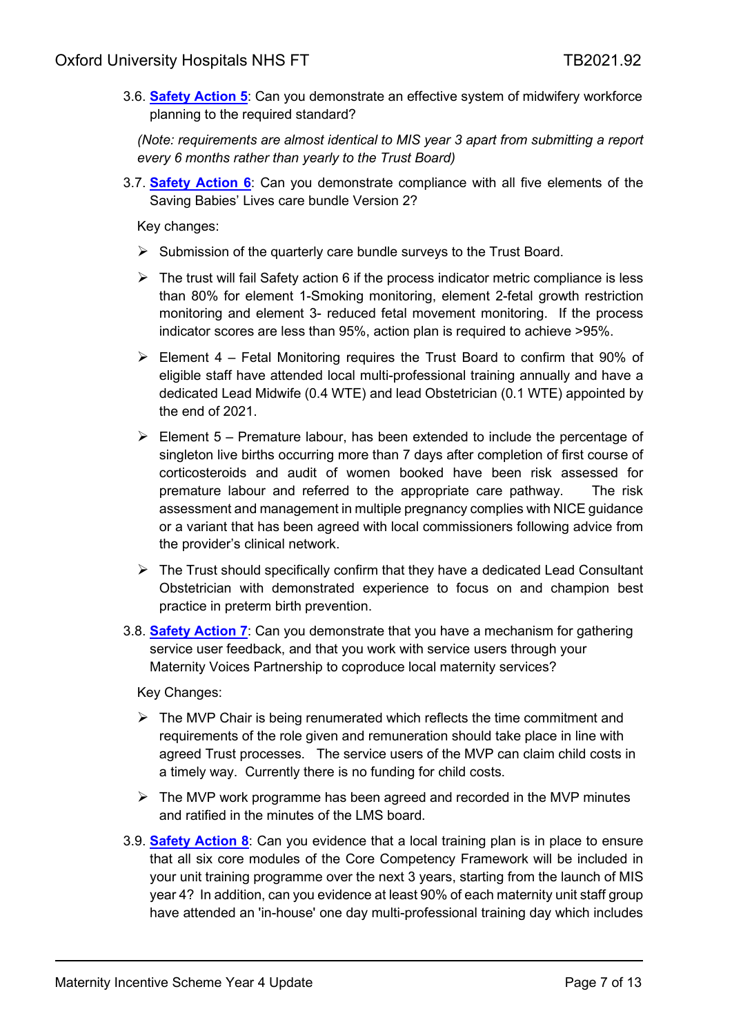3.6. **Safety Action 5**: Can you demonstrate an effective system of midwifery workforce planning to the required standard?

*(Note: requirements are almost identical to MIS year 3 apart from submitting a report every 6 months rather than yearly to the Trust Board)*

3.7. **Safety Action 6**: Can you demonstrate compliance with all five elements of the Saving Babies' Lives care bundle Version 2?

Key changes:

- Submission of the quarterly care bundle surveys to the Trust Board.
- The trust will fail Safety action 6 if the process indicator metric compliance is less than 80% for element 1-Smoking monitoring, element 2-fetal growth restriction monitoring and element 3- reduced fetal movement monitoring. If the process indicator scores are less than 95%, action plan is required to achieve >95%.
- Element 4 – Fetal Monitoring requires the Trust Board to confirm that 90% of eligible staff have attended local multi-professional training annually and have a dedicated Lead Midwife (0.4 WTE) and lead Obstetrician (0.1 WTE) appointed by the end of 2021.
- Element 5 – Premature labour, has been extended to include the percentage of singleton live births occurring more than 7 days after completion of first course of corticosteroids and audit of women booked have been risk assessed for premature labour and referred to the appropriate care pathway. The risk assessment and management in multiple pregnancy complies with NICE guidance or a variant that has been agreed with local commissioners following advice from the provider's clinical network.
- The Trust should specifically confirm that they have a dedicated Lead Consultant Obstetrician with demonstrated experience to focus on and champion best practice in preterm birth prevention.

3.8. **Safety Action 7**: Can you demonstrate that you have a mechanism for gathering service user feedback, and that you work with service users through your Maternity Voices Partnership to coproduce local maternity services?

Key Changes:

- The MVP Chair is being renumerated which reflects the time commitment and requirements of the role given and remuneration should take place in line with agreed Trust processes. The service users of the MVP can claim child costs in a timely way. Currently there is no funding for child costs.
- The MVP work programme has been agreed and recorded in the MVP minutes and ratified in the minutes of the LMS board.

3.9. **Safety Action 8**: Can you evidence that a local training plan is in place to ensure that all six core modules of the Core Competency Framework will be included in your unit training programme over the next 3 years, starting from the launch of MIS year 4? In addition, can you evidence at least 90% of each maternity unit staff group have attended an 'in-house' one day multi-professional training day which includes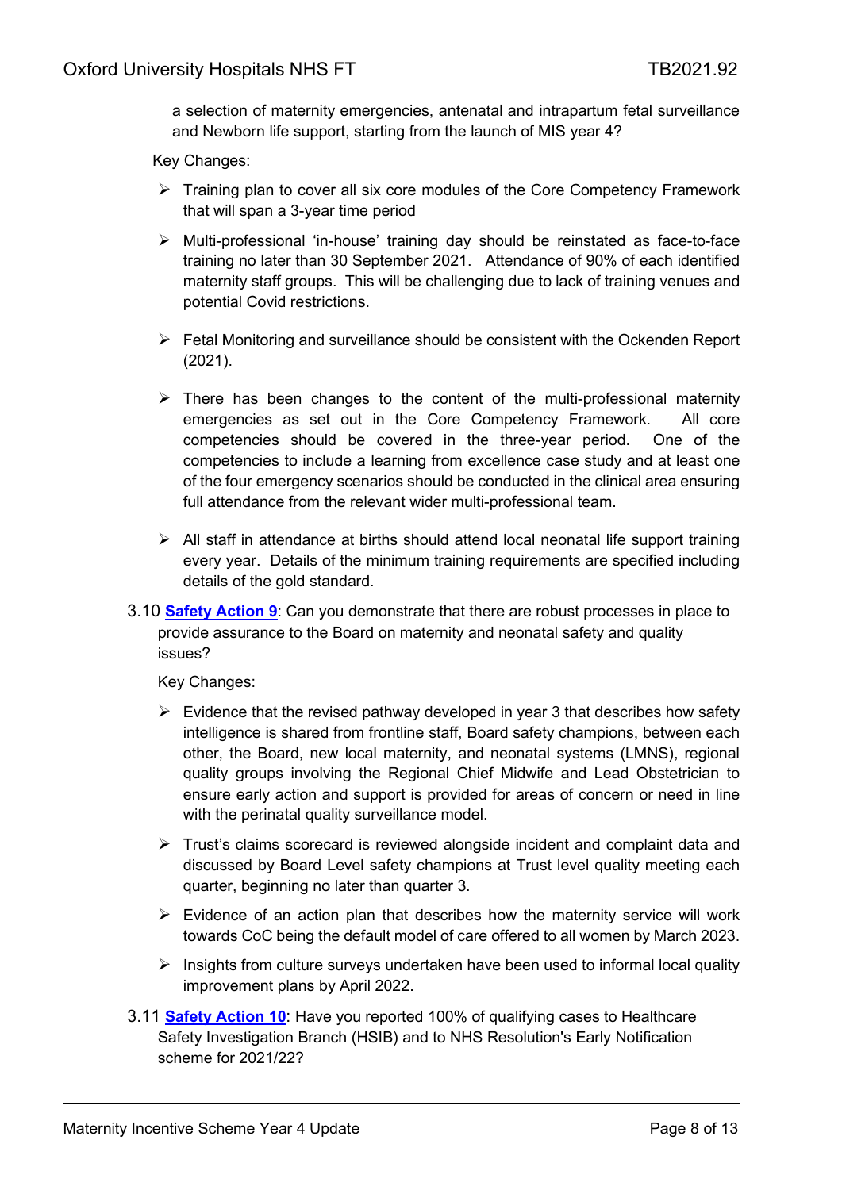a selection of maternity emergencies, antenatal and intrapartum fetal surveillance and Newborn life support, starting from the launch of MIS year 4?

Key Changes:

- Training plan to cover all six core modules of the Core Competency Framework that will span a 3-year time period
- Multi-professional 'in-house' training day should be reinstated as face-to-face training no later than 30 September 2021. Attendance of 90% of each identified maternity staff groups. This will be challenging due to lack of training venues and potential Covid restrictions.
- Fetal Monitoring and surveillance should be consistent with the Ockenden Report (2021).
- There has been changes to the content of the multi-professional maternity emergencies as set out in the Core Competency Framework. All core competencies should be covered in the three-year period. One of the competencies to include a learning from excellence case study and at least one of the four emergency scenarios should be conducted in the clinical area ensuring full attendance from the relevant wider multi-professional team.
- All staff in attendance at births should attend local neonatal life support training every year. Details of the minimum training requirements are specified including details of the gold standard.

3.10 **Safety Action 9**: Can you demonstrate that there are robust processes in place to provide assurance to the Board on maternity and neonatal safety and quality issues?

Key Changes:

- Evidence that the revised pathway developed in year 3 that describes how safety intelligence is shared from frontline staff, Board safety champions, between each other, the Board, new local maternity, and neonatal systems (LMNS), regional quality groups involving the Regional Chief Midwife and Lead Obstetrician to ensure early action and support is provided for areas of concern or need in line with the perinatal quality surveillance model.
- Trust's claims scorecard is reviewed alongside incident and complaint data and discussed by Board Level safety champions at Trust level quality meeting each quarter, beginning no later than quarter 3.
- Evidence of an action plan that describes how the maternity service will work towards CoC being the default model of care offered to all women by March 2023.
- Insights from culture surveys undertaken have been used to informal local quality improvement plans by April 2022.

3.11 **Safety Action 10**: Have you reported 100% of qualifying cases to Healthcare Safety Investigation Branch (HSIB) and to NHS Resolution's Early Notification scheme for 2021/22?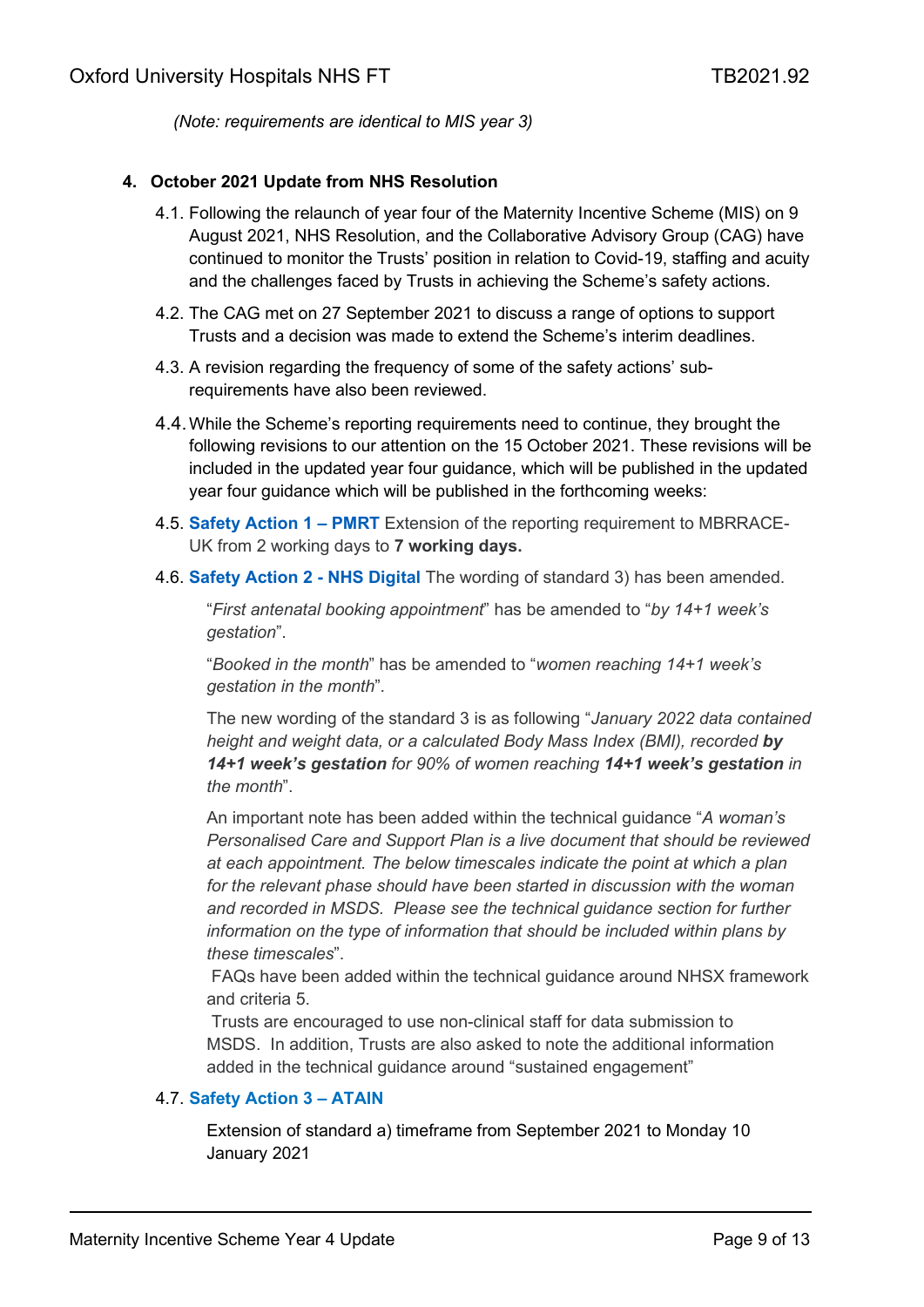*(Note: requirements are identical to MIS year 3)*

## 4. October 2021 Update from NHS Resolution

4.1. Following the relaunch of year four of the Maternity Incentive Scheme (MIS) on 9 August 2021, NHS Resolution, and the Collaborative Advisory Group (CAG) have continued to monitor the Trusts' position in relation to Covid-19, staffing and acuity and the challenges faced by Trusts in achieving the Scheme's safety actions.

4.2. The CAG met on 27 September 2021 to discuss a range of options to support Trusts and a decision was made to extend the Scheme's interim deadlines.

4.3. A revision regarding the frequency of some of the safety actions' sub-requirements have also been reviewed.

4.4. While the Scheme's reporting requirements need to continue, they brought the following revisions to our attention on the 15 October 2021. These revisions will be included in the updated year four guidance, which will be published in the updated year four guidance which will be published in the forthcoming weeks:

4.5. **Safety Action 1 – PMRT** Extension of the reporting requirement to MBRRACE-UK from 2 working days to **7 working days.**

4.6. **Safety Action 2 - NHS Digital** The wording of standard 3) has been amended.

"*First antenatal booking appointment*" has be amended to "*by 14+1 week's gestation*".

"*Booked in the month*" has be amended to "*women reaching 14+1 week's gestation in the month*".

The new wording of the standard 3 is as following "*January 2022 data contained height and weight data, or a calculated Body Mass Index (BMI), recorded **by 14+1 week's gestation** for 90% of women reaching **14+1 week's gestation** in the month*".

An important note has been added within the technical guidance "*A woman's Personalised Care and Support Plan is a live document that should be reviewed at each appointment. The below timescales indicate the point at which a plan for the relevant phase should have been started in discussion with the woman and recorded in MSDS. Please see the technical guidance section for further information on the type of information that should be included within plans by these timescales*".

FAQs have been added within the technical guidance around NHSX framework and criteria 5.

Trusts are encouraged to use non-clinical staff for data submission to MSDS. In addition, Trusts are also asked to note the additional information added in the technical guidance around "sustained engagement"

4.7. **Safety Action 3 – ATAIN**

Extension of standard a) timeframe from September 2021 to Monday 10 January 2021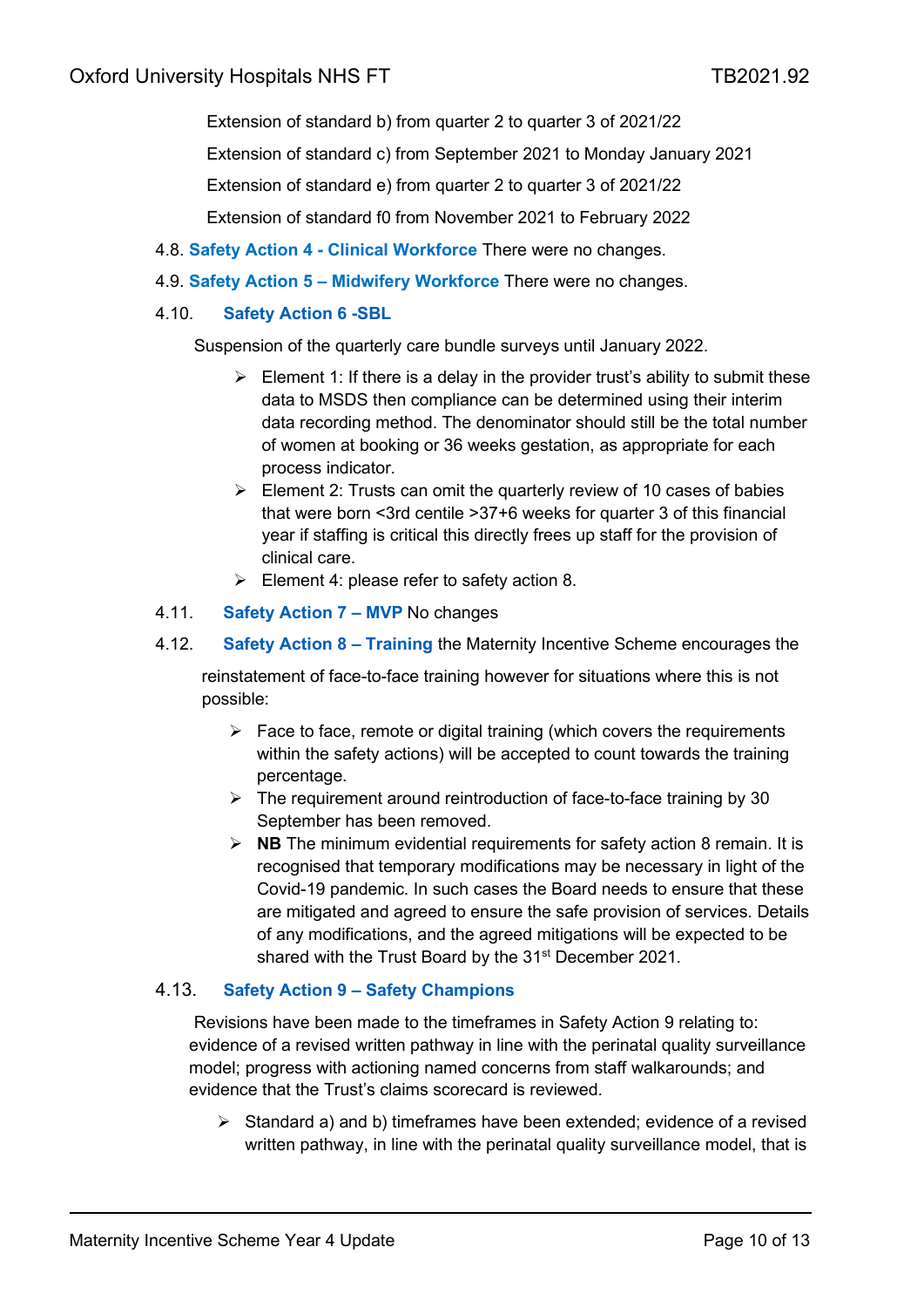Extension of standard b) from quarter 2 to quarter 3 of 2021/22

Extension of standard c) from September 2021 to Monday January 2021

Extension of standard e) from quarter 2 to quarter 3 of 2021/22

Extension of standard f0 from November 2021 to February 2022

4.8. **Safety Action 4 - Clinical Workforce** There were no changes.

4.9. **Safety Action 5 – Midwifery Workforce** There were no changes.

4.10. **Safety Action 6 -SBL**

Suspension of the quarterly care bundle surveys until January 2022.

- Element 1: If there is a delay in the provider trust's ability to submit these data to MSDS then compliance can be determined using their interim data recording method. The denominator should still be the total number of women at booking or 36 weeks gestation, as appropriate for each process indicator.
- Element 2: Trusts can omit the quarterly review of 10 cases of babies that were born <3rd centile >37+6 weeks for quarter 3 of this financial year if staffing is critical this directly frees up staff for the provision of clinical care.
- Element 4: please refer to safety action 8.

4.11. **Safety Action 7 – MVP** No changes

4.12. **Safety Action 8 – Training** the Maternity Incentive Scheme encourages the reinstatement of face-to-face training however for situations where this is not possible:

- Face to face, remote or digital training (which covers the requirements within the safety actions) will be accepted to count towards the training percentage.
- The requirement around reintroduction of face-to-face training by 30 September has been removed.
- **NB** The minimum evidential requirements for safety action 8 remain. It is recognised that temporary modifications may be necessary in light of the Covid-19 pandemic. In such cases the Board needs to ensure that these are mitigated and agreed to ensure the safe provision of services. Details of any modifications, and the agreed mitigations will be expected to be shared with the Trust Board by the 31st December 2021.

4.13. **Safety Action 9 – Safety Champions**

Revisions have been made to the timeframes in Safety Action 9 relating to: evidence of a revised written pathway in line with the perinatal quality surveillance model; progress with actioning named concerns from staff walkarounds; and evidence that the Trust's claims scorecard is reviewed.

- Standard a) and b) timeframes have been extended; evidence of a revised written pathway, in line with the perinatal quality surveillance model, that is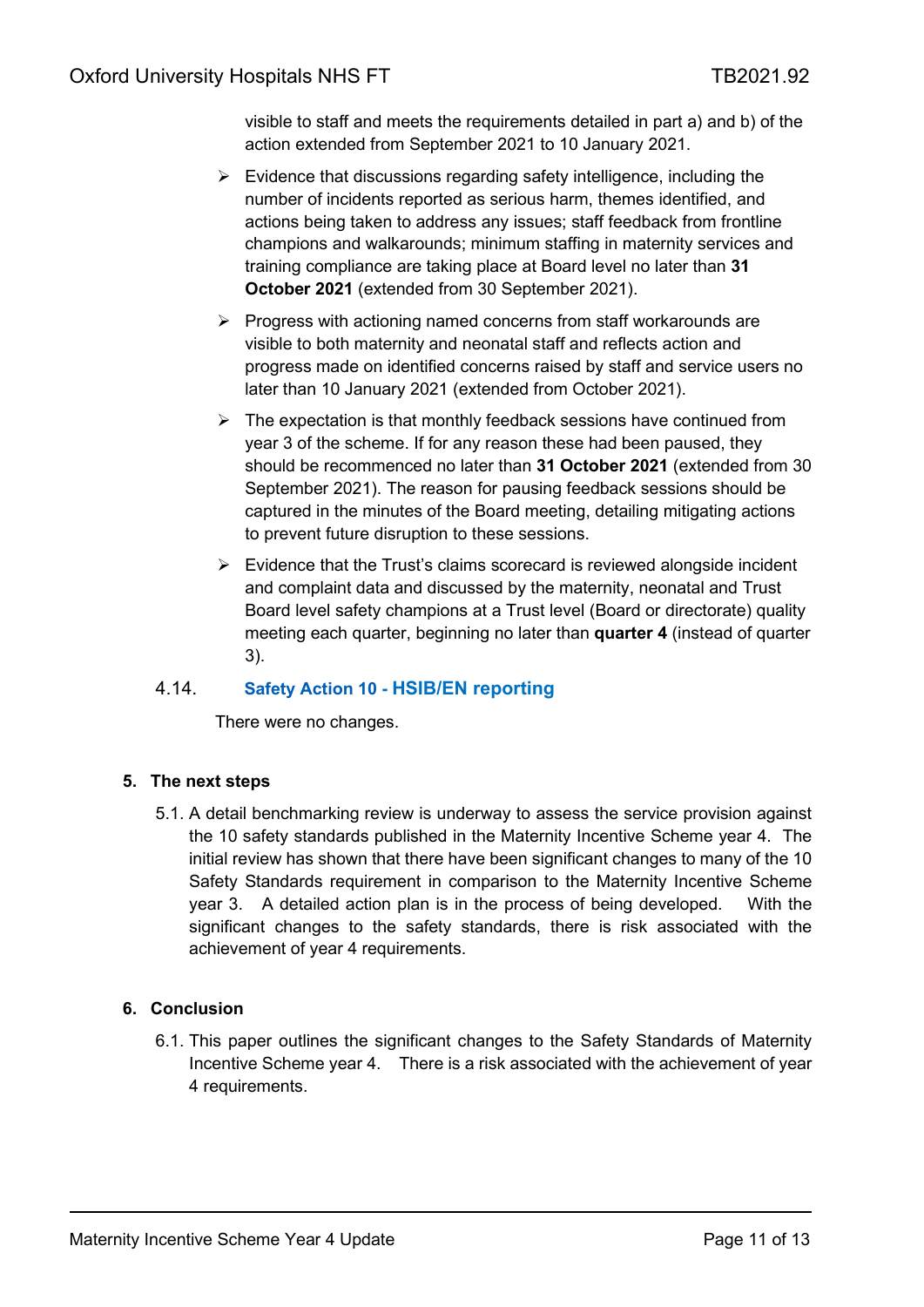visible to staff and meets the requirements detailed in part a) and b) of the action extended from September 2021 to 10 January 2021.

- Evidence that discussions regarding safety intelligence, including the number of incidents reported as serious harm, themes identified, and actions being taken to address any issues; staff feedback from frontline champions and walkarounds; minimum staffing in maternity services and training compliance are taking place at Board level no later than **31 October 2021** (extended from 30 September 2021).
- Progress with actioning named concerns from staff workarounds are visible to both maternity and neonatal staff and reflects action and progress made on identified concerns raised by staff and service users no later than 10 January 2021 (extended from October 2021).
- The expectation is that monthly feedback sessions have continued from year 3 of the scheme. If for any reason these had been paused, they should be recommenced no later than **31 October 2021** (extended from 30 September 2021). The reason for pausing feedback sessions should be captured in the minutes of the Board meeting, detailing mitigating actions to prevent future disruption to these sessions.
- Evidence that the Trust's claims scorecard is reviewed alongside incident and complaint data and discussed by the maternity, neonatal and Trust Board level safety champions at a Trust level (Board or directorate) quality meeting each quarter, beginning no later than **quarter 4** (instead of quarter 3).

### 4.14. Safety Action 10 - HSIB/EN reporting

There were no changes.

## 5. The next steps

5.1. A detail benchmarking review is underway to assess the service provision against the 10 safety standards published in the Maternity Incentive Scheme year 4. The initial review has shown that there have been significant changes to many of the 10 Safety Standards requirement in comparison to the Maternity Incentive Scheme year 3. A detailed action plan is in the process of being developed. With the significant changes to the safety standards, there is risk associated with the achievement of year 4 requirements.

## 6. Conclusion

6.1. This paper outlines the significant changes to the Safety Standards of Maternity Incentive Scheme year 4. There is a risk associated with the achievement of year 4 requirements.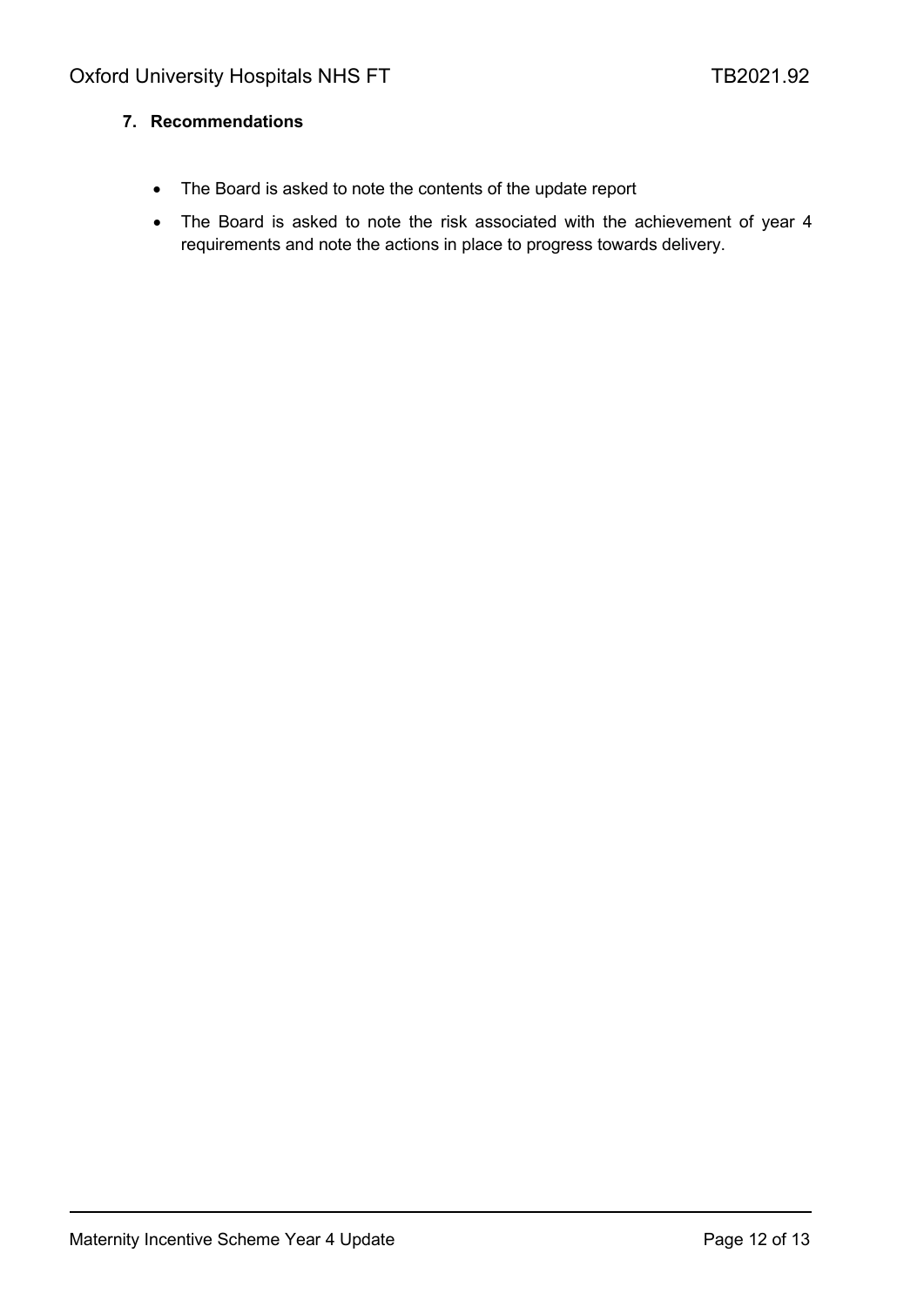## 7. Recommendations

- The Board is asked to note the contents of the update report
- The Board is asked to note the risk associated with the achievement of year 4 requirements and note the actions in place to progress towards delivery.